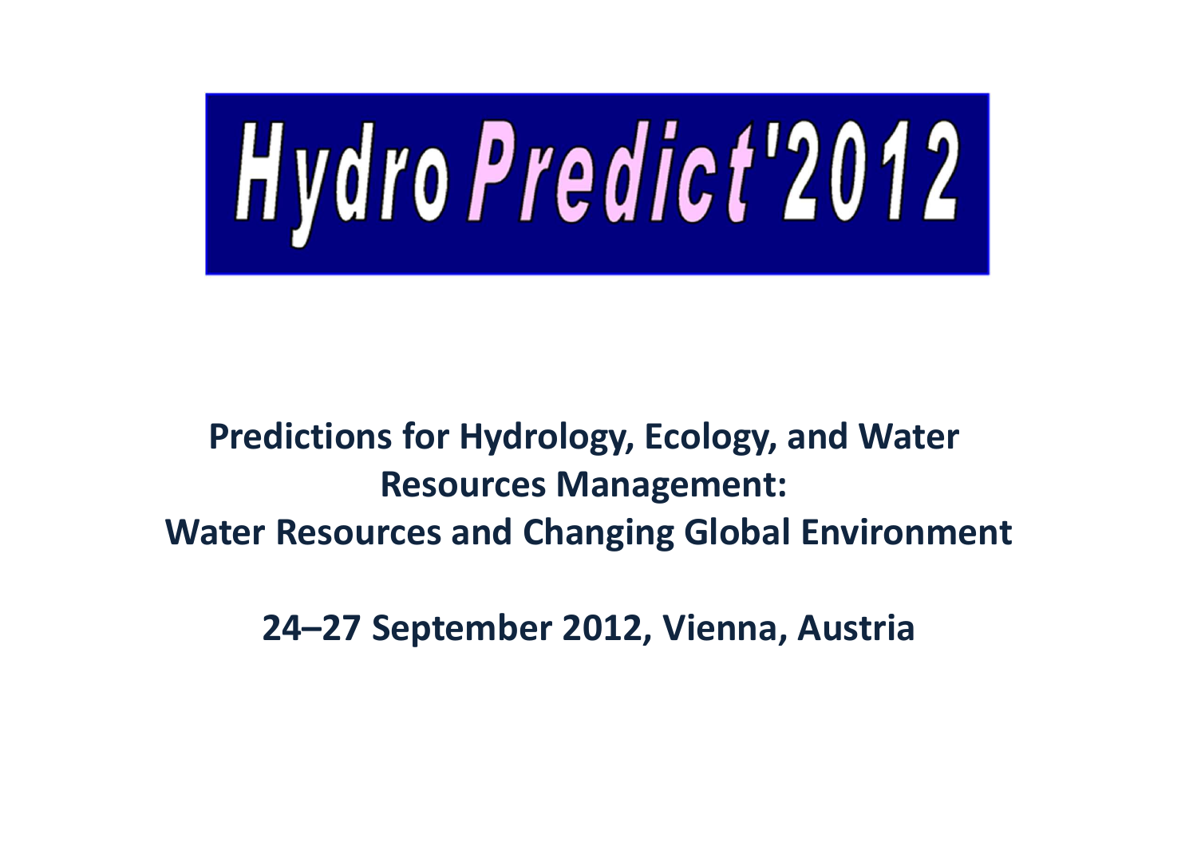# HydroPredict'2012

**Predictions for Hydrology, Ecology, and Water Resources Management: Water Resources and Changing Global Environment**

**24–27 September 2012, Vienna, Austria**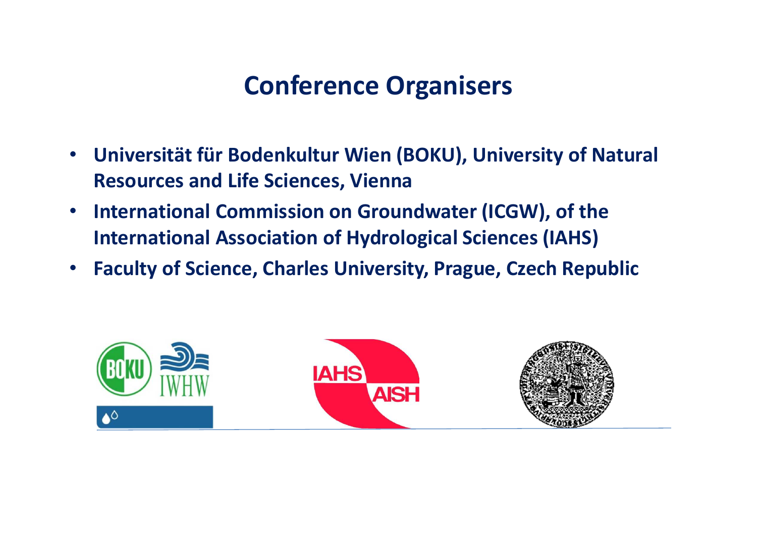# Conference Organisers

- **Universität für Bodenkultur Wien (BOKU), University of Natural Resources and Life Sciences, Vienna**
- **International Commission on Groundwater (ICGW), of the International Association of Hydrological Sciences (IAHS)**
- **Faculty of Science, Charles University, Prague, Czech Republic**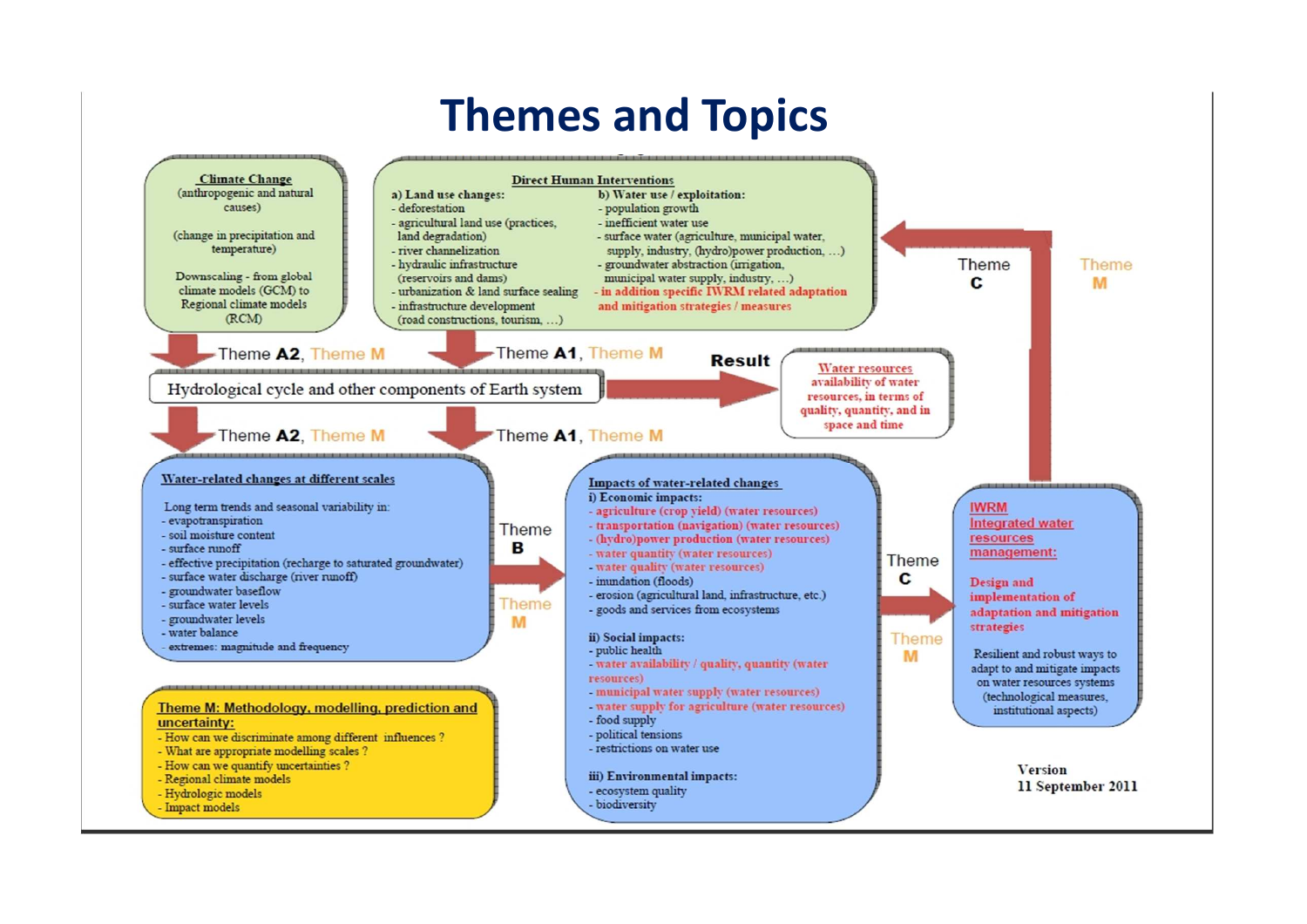# Themes and Topics

**Climate Change**
(anthropogenic and natural causes)

(change in precipitation and temperature)

Downscaling - from global climate models (GCM) to Regional climate models (RCM)

**Direct Human Interventions**

**a) Land use changes:**
- deforestation
- agricultural land use (practices, land degradation)
- river channelization
- hydraulic infrastructure (reservoirs and dams)
- urbanization & land surface sealing
- infrastructure development (road constructions, tourism, …)

**b) Water use / exploitation:**
- population growth
- inefficient water use
- surface water (agriculture, municipal water, supply, industry, (hydro)power production, …)
- groundwater abstraction (irrigation, municipal water supply, industry, …)
- in addition specific IWRM related adaptation and mitigation strategies / measures

Theme **A2**, Theme M

Theme **A1**, Theme M

Hydrological cycle and other components of Earth system

**Result**

Water resources availability of water resources, in terms of quality, quantity, and in space and time

Theme **C**

Theme **M**

Theme **A2**, Theme M

Theme **A1**, Theme M

**Water-related changes at different scales**

Long term trends and seasonal variability in:
- evapotranspiration
- soil moisture content
- surface runoff
- effective precipitation (recharge to saturated groundwater)
- surface water discharge (river runoff)
- groundwater baseflow
- surface water levels
- groundwater levels
- water balance
- extremes: magnitude and frequency

Theme **B**

Theme **M**

**Impacts of water-related changes**

**i) Economic impacts:**
- agriculture (crop yield) (water resources)
- transportation (navigation) (water resources)
- (hydro)power production (water resources)
- water quantity (water resources)
- water quality (water resources)
- inundation (floods)
- erosion (agricultural land, infrastructure, etc.)
- goods and services from ecosystems

**ii) Social impacts:**
- public health
- water availability / quality, quantity (water resources)
- municipal water supply (water resources)
- water supply for agriculture (water resources)
- food supply
- political tensions
- restrictions on water use

**iii) Environmental impacts:**
- ecosystem quality
- biodiversity

Theme **C**

Theme **M**

**IWRM**
**Integrated water resources management:**

**Design and implementation of adaptation and mitigation strategies**

Resilient and robust ways to adapt to and mitigate impacts on water resources systems (technological measures, institutional aspects)

**Theme M: Methodology, modelling, prediction and uncertainty:**
- How can we discriminate among different influences ?
- What are appropriate modelling scales ?
- How can we quantify uncertainties ?
- Regional climate models
- Hydrologic models
- Impact models

Version
11 September 2011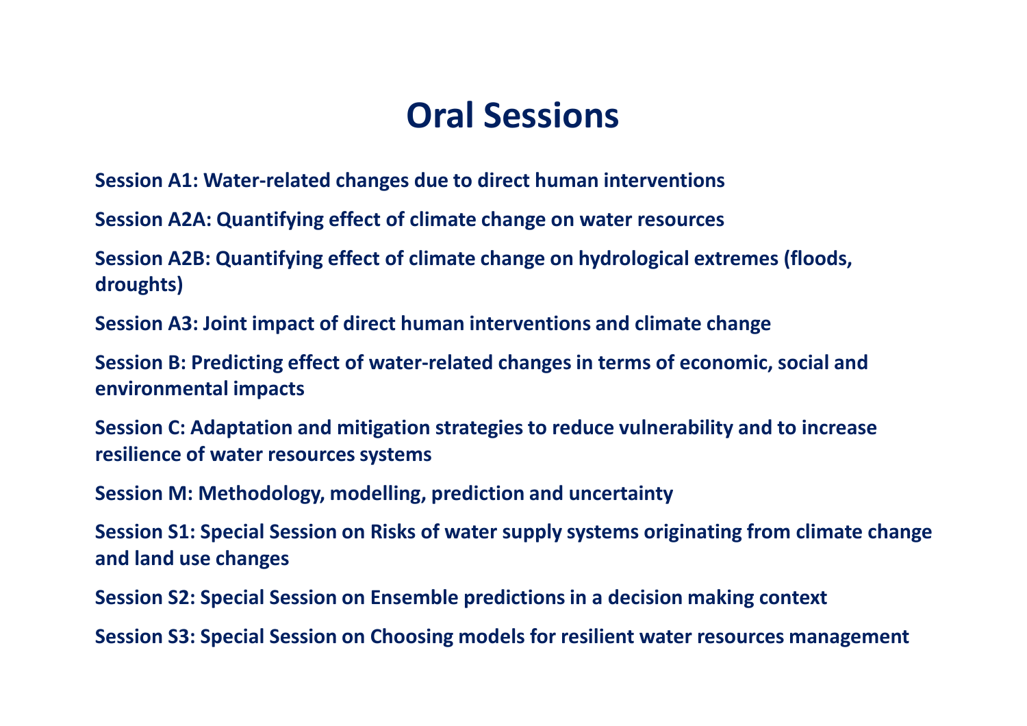# Oral Sessions

**Session A1: Water-related changes due to direct human interventions**

**Session A2A: Quantifying effect of climate change on water resources**

**Session A2B: Quantifying effect of climate change on hydrological extremes (floods, droughts)**

**Session A3: Joint impact of direct human interventions and climate change**

**Session B: Predicting effect of water-related changes in terms of economic, social and environmental impacts**

**Session C: Adaptation and mitigation strategies to reduce vulnerability and to increase resilience of water resources systems**

**Session M: Methodology, modelling, prediction and uncertainty**

**Session S1: Special Session on Risks of water supply systems originating from climate change and land use changes**

**Session S2: Special Session on Ensemble predictions in a decision making context**

**Session S3: Special Session on Choosing models for resilient water resources management**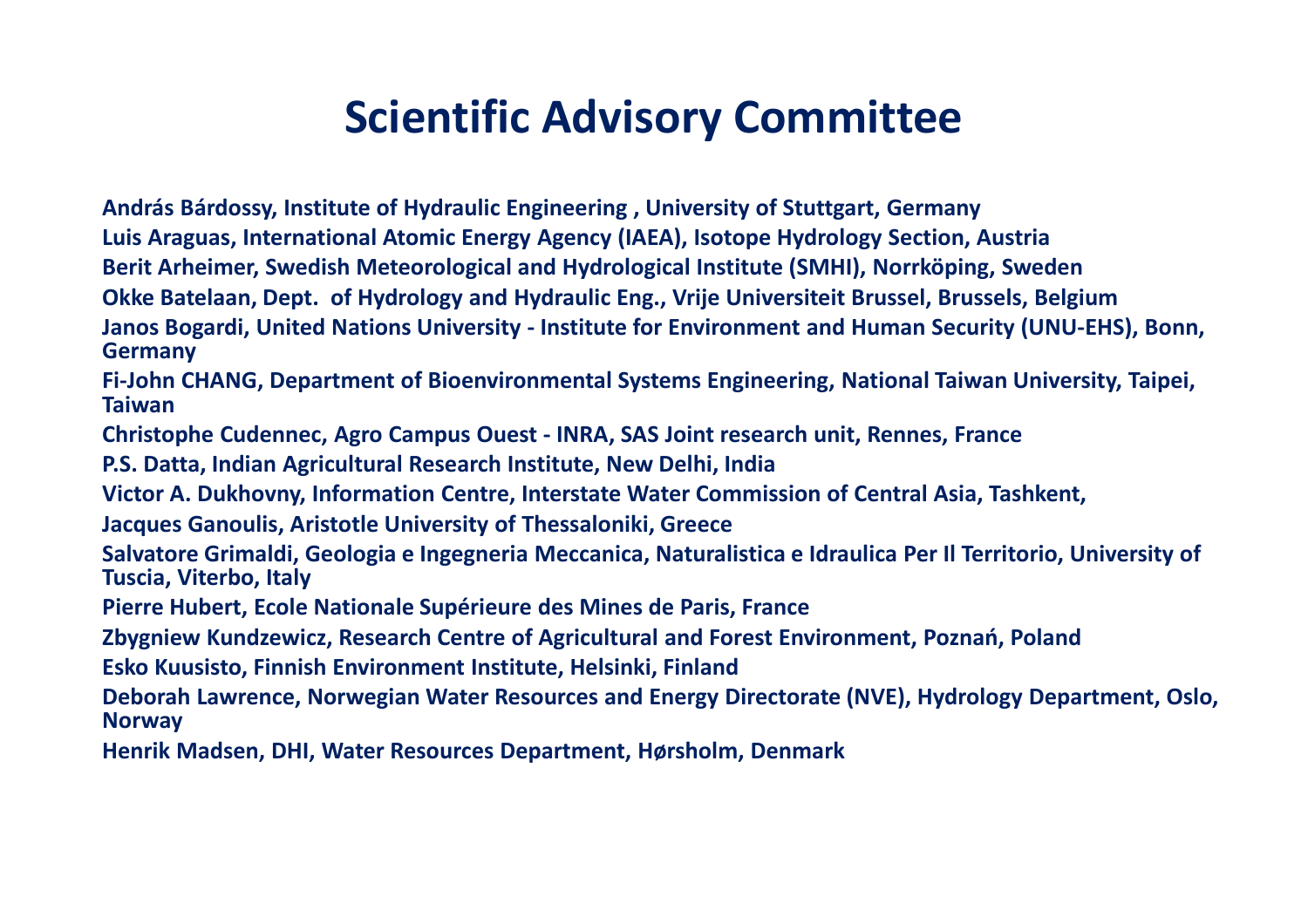# Scientific Advisory Committee

**András Bárdossy, Institute of Hydraulic Engineering , University of Stuttgart, Germany**

**Luis Araguas, International Atomic Energy Agency (IAEA), Isotope Hydrology Section, Austria**

**Berit Arheimer, Swedish Meteorological and Hydrological Institute (SMHI), Norrköping, Sweden**

**Okke Batelaan, Dept. of Hydrology and Hydraulic Eng., Vrije Universiteit Brussel, Brussels, Belgium**

**Janos Bogardi, United Nations University - Institute for Environment and Human Security (UNU-EHS), Bonn, Germany**

**Fi-John CHANG, Department of Bioenvironmental Systems Engineering, National Taiwan University, Taipei, Taiwan**

**Christophe Cudennec, Agro Campus Ouest - INRA, SAS Joint research unit, Rennes, France**

**P.S. Datta, Indian Agricultural Research Institute, New Delhi, India**

**Victor A. Dukhovny, Information Centre, Interstate Water Commission of Central Asia, Tashkent,**

**Jacques Ganoulis, Aristotle University of Thessaloniki, Greece**

**Salvatore Grimaldi, Geologia e Ingegneria Meccanica, Naturalistica e Idraulica Per Il Territorio, University of Tuscia, Viterbo, Italy**

**Pierre Hubert, Ecole Nationale Supérieure des Mines de Paris, France**

**Zbygniew Kundzewicz, Research Centre of Agricultural and Forest Environment, Poznań, Poland**

**Esko Kuusisto, Finnish Environment Institute, Helsinki, Finland**

**Deborah Lawrence, Norwegian Water Resources and Energy Directorate (NVE), Hydrology Department, Oslo, Norway**

**Henrik Madsen, DHI, Water Resources Department, Hørsholm, Denmark**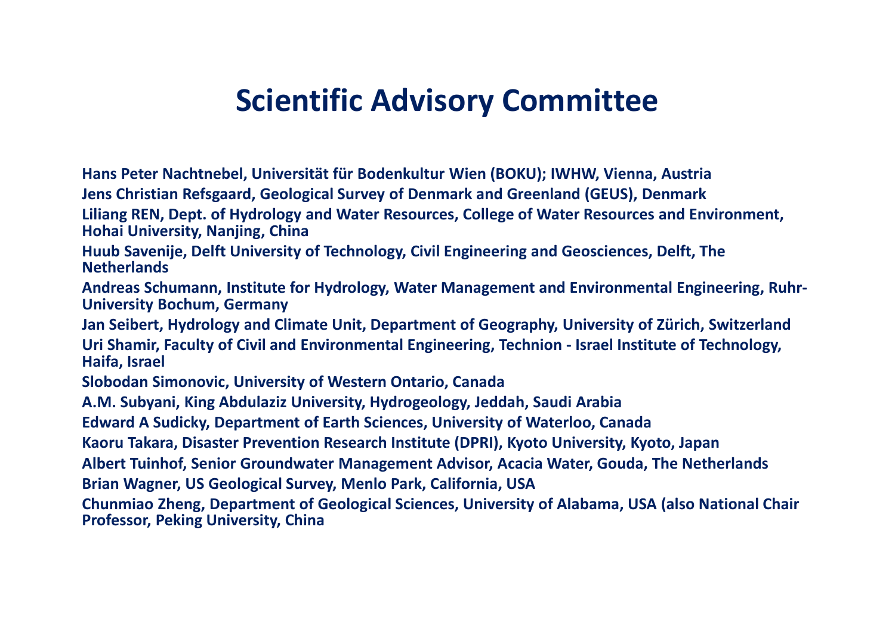# Scientific Advisory Committee

**Hans Peter Nachtnebel, Universität für Bodenkultur Wien (BOKU); IWHW, Vienna, Austria**

**Jens Christian Refsgaard, Geological Survey of Denmark and Greenland (GEUS), Denmark**

**Liliang REN, Dept. of Hydrology and Water Resources, College of Water Resources and Environment, Hohai University, Nanjing, China**

**Huub Savenije, Delft University of Technology, Civil Engineering and Geosciences, Delft, The Netherlands**

**Andreas Schumann, Institute for Hydrology, Water Management and Environmental Engineering, Ruhr-University Bochum, Germany**

**Jan Seibert, Hydrology and Climate Unit, Department of Geography, University of Zürich, Switzerland**

**Uri Shamir, Faculty of Civil and Environmental Engineering, Technion - Israel Institute of Technology, Haifa, Israel**

**Slobodan Simonovic, University of Western Ontario, Canada**

**A.M. Subyani, King Abdulaziz University, Hydrogeology, Jeddah, Saudi Arabia**

**Edward A Sudicky, Department of Earth Sciences, University of Waterloo, Canada**

**Kaoru Takara, Disaster Prevention Research Institute (DPRI), Kyoto University, Kyoto, Japan**

**Albert Tuinhof, Senior Groundwater Management Advisor, Acacia Water, Gouda, The Netherlands**

**Brian Wagner, US Geological Survey, Menlo Park, California, USA**

**Chunmiao Zheng, Department of Geological Sciences, University of Alabama, USA (also National Chair Professor, Peking University, China**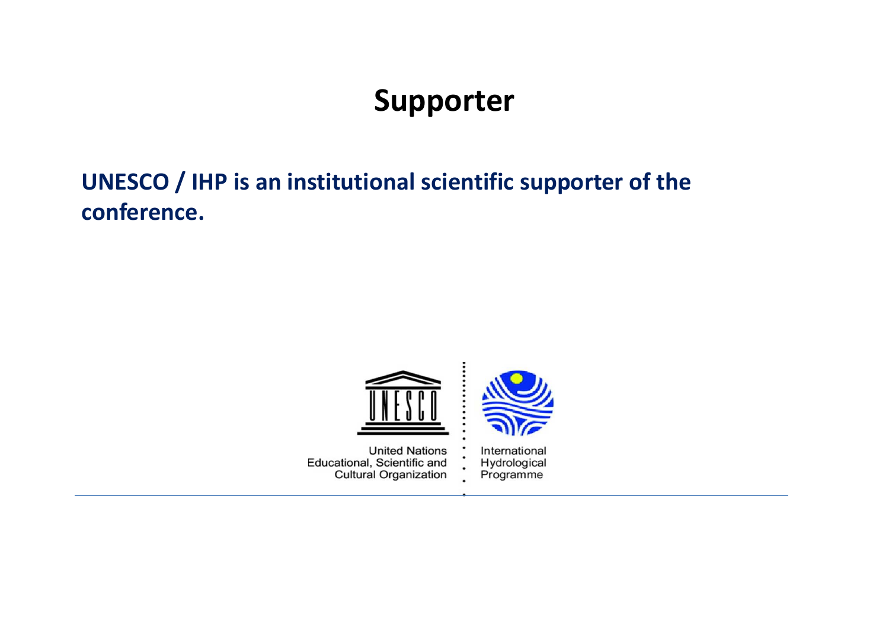# Supporter

**UNESCO / IHP is an institutional scientific supporter of the conference.**

United Nations
Educational, Scientific and
Cultural Organization

International
Hydrological
Programme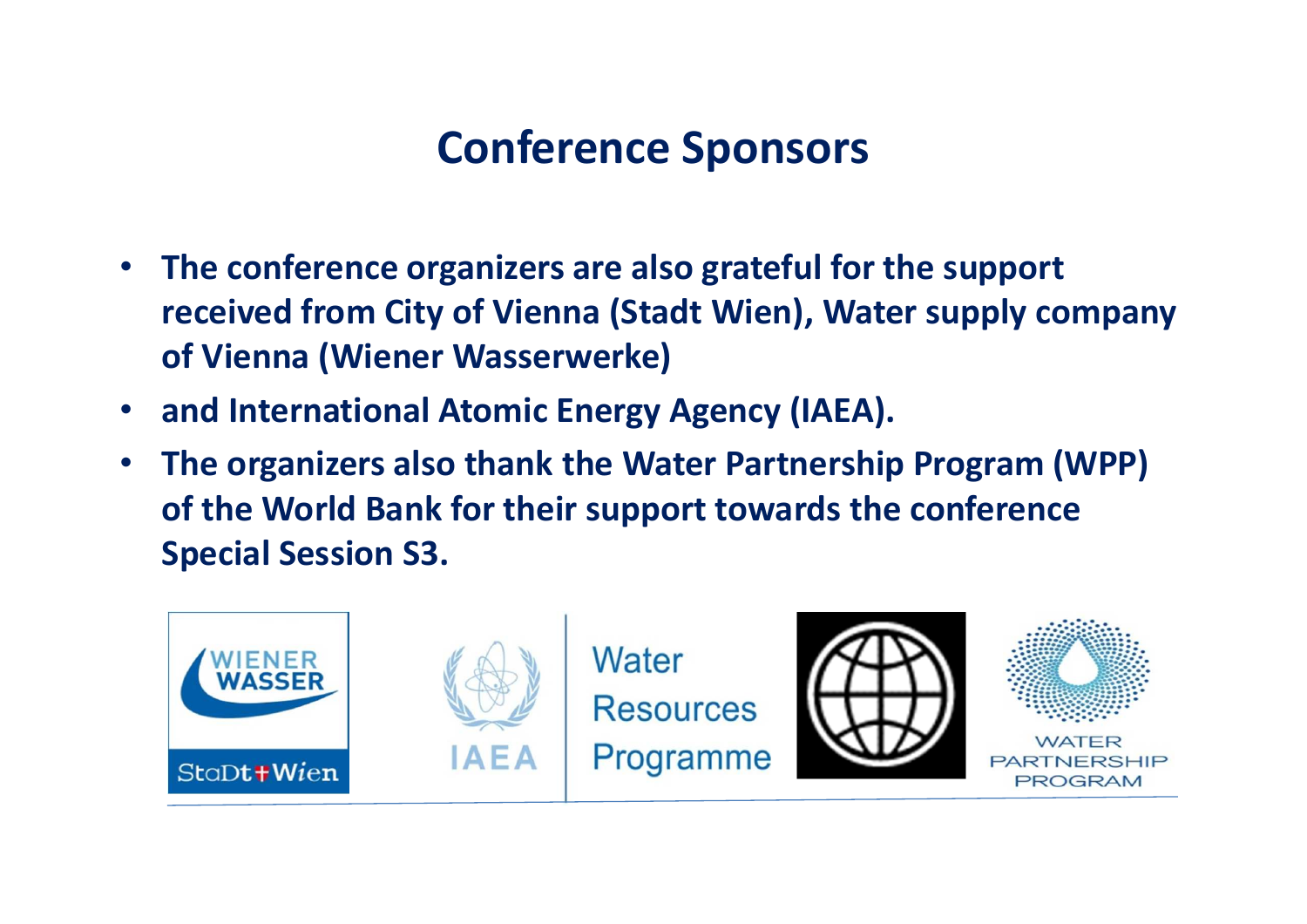# Conference Sponsors

- The conference organizers are also grateful for the support received from City of Vienna (Stadt Wien), Water supply company of Vienna (Wiener Wasserwerke)
- and International Atomic Energy Agency (IAEA).
- The organizers also thank the Water Partnership Program (WPP) of the World Bank for their support towards the conference Special Session S3.

WIENER WASSER

StaDt Wien

IAEA

Water Resources Programme

WATER PARTNERSHIP PROGRAM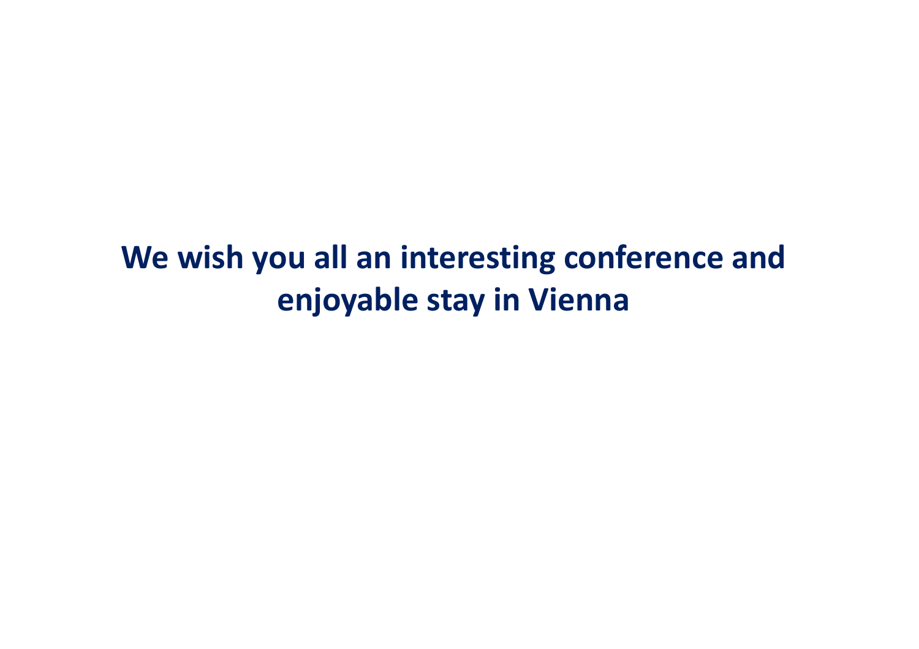**We wish you all an interesting conference and enjoyable stay in Vienna**